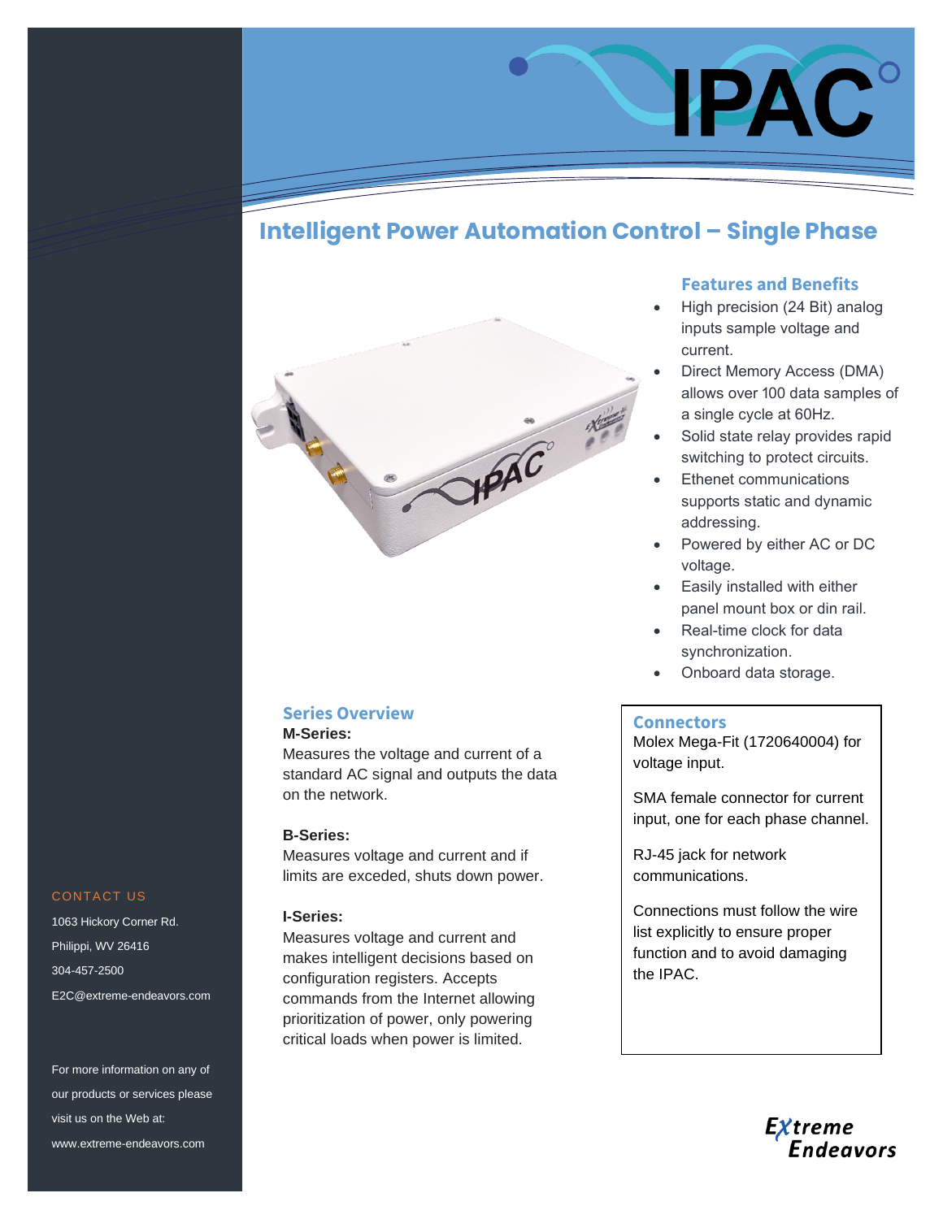# IPAC

## Intelligent Power Automation Control – Single Phase

### Features and Benefits

- High precision (24 Bit) analog inputs sample voltage and current.
- Direct Memory Access (DMA) allows over 100 data samples of a single cycle at 60Hz.
- Solid state relay provides rapid switching to protect circuits.
- Ethenet communications supports static and dynamic addressing.
- Powered by either AC or DC voltage.
- Easily installed with either panel mount box or din rail.
- Real-time clock for data synchronization.
- Onboard data storage.

### Series Overview

**M-Series:**

Measures the voltage and current of a standard AC signal and outputs the data on the network.

**B-Series:**

Measures voltage and current and if limits are exceded, shuts down power.

**I-Series:**

Measures voltage and current and makes intelligent decisions based on configuration registers. Accepts commands from the Internet allowing prioritization of power, only powering critical loads when power is limited.

### Connectors

Molex Mega-Fit (1720640004) for voltage input.

SMA female connector for current input, one for each phase channel.

RJ-45 jack for network communications.

Connections must follow the wire list explicitly to ensure proper function and to avoid damaging the IPAC.

### CONTACT US

1063 Hickory Corner Rd.

Philippi, WV 26416

304-457-2500

E2C@extreme-endeavors.com

For more information on any of our products or services please visit us on the Web at:

www.extreme-endeavors.com

Extreme Endeavors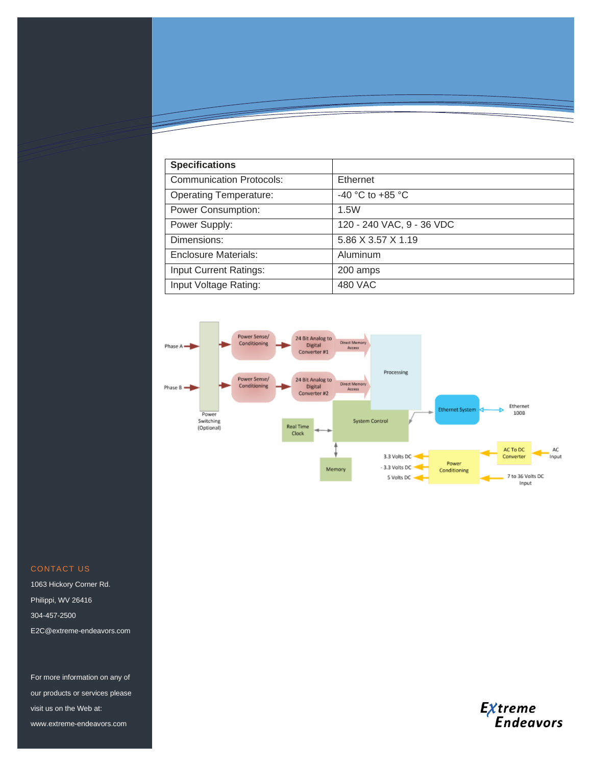| Specifications | |
|---|---|
| Communication Protocols: | Ethernet |
| Operating Temperature: | -40 °C to +85 °C |
| Power Consumption: | 1.5W |
| Power Supply: | 120 - 240 VAC, 9 - 36 VDC |
| Dimensions: | 5.86 X 3.57 X 1.19 |
| Enclosure Materials: | Aluminum |
| Input Current Ratings: | 200 amps |
| Input Voltage Rating: | 480 VAC |

Phase A
Phase B
Power Switching (Optional)
Power Sense/ Conditioning
Power Sense/ Conditioning
24 Bit Analog to Digital Converter #1
24 Bit Analog to Digital Converter #2
Direct Memory Access
Direct Memory Access
Processing
System Control
Real Time Clock
Memory
Ethernet System
Ethernet 100B
3.3 Volts DC
- 3.3 Volts DC
5 Volts DC
Power Conditioning
AC To DC Converter
AC Input
7 to 36 Volts DC Input

CONTACT US

1063 Hickory Corner Rd.

Philippi, WV 26416

304-457-2500

E2C@extreme-endeavors.com

For more information on any of our products or services please visit us on the Web at:

www.extreme-endeavors.com

Extreme Endeavors